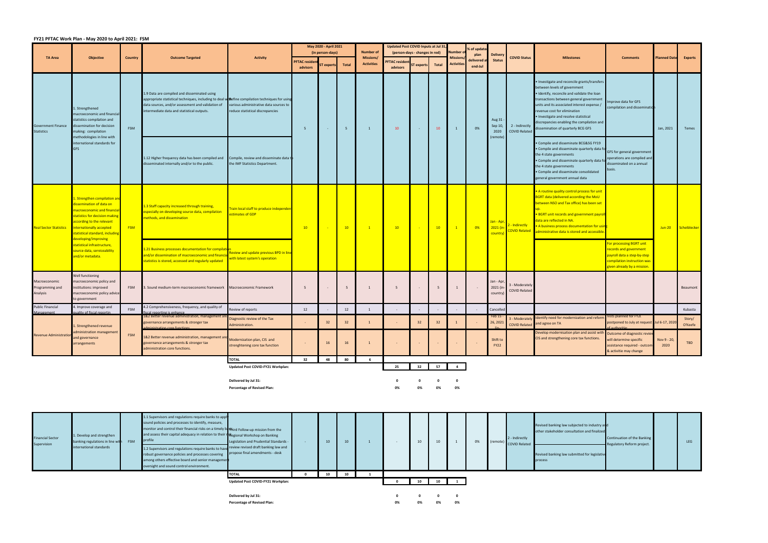# FY21 PFTAC Work Plan - May 2020 to April 2021: FSM

| TA Area | Objective | Country | Outcome Targeted | Activity | May 2020 - April 2021 (in person-days) | | | Number of Missions/ Activities | Updated Post COVID Inputs at Jul 31, (person-days - changes in red) | | | Number of Missions/ Activities | % of updated plan delivered at end-Jul | Delivery Status | COVID Status | Milestones | Comments | Planned Date | Experts |
|---|---|---|---|---|---|---|---|---|---|---|---|---|---|---|---|---|---|---|---|
| | | | | | PFTAC resident advisors | ST experts | Total | | PFTAC resident advisors | ST experts | Total | | | | | | | | |
| Government Finance Statistics | 1. Strengthened macroeconomic and financial statistics compilation and dissemination for decision making: compilation methodologies in line with international standards for GFS | FSM | 1.9 Data are compiled and disseminated using appropriate statistical techniques, including to deal with data sources, and/or assessment and validation of intermediate data and statistical outputs. | Refine compilation techniques for using various administrative data sources to reduce statistical discrepancies | 5 | - | 5 | 1 | 10 | - | 10 | 1 | 0% | Aug 31 - Sep 10, 2020 (remote) | 2 - Indirectly COVID Related | • Investigate and reconcile grants/transfers between levels of government • Identify, reconcile and validate the loan transactions between general government units and its associated interest expense / revenue cost for elimination • Investigate and resolve statistical discrepancies enabling the compilation and dissemination of quarterly BCG GFS | Improve data for GFS compilation and dissemination | Jan, 2021 | Temes |
| | | | 1.12 Higher frequency data has been compiled and disseminated internally and/or to the public. | Compile, review and disseminate data to the IMF Statistics Department. | | | | | | | | | | | | • Compile and disseminate BCG&SG FY19 • Compile and disseminate quarterly data for the 4 state governments • Compile and disseminate quarterly data for the 4 state governments • Compile and disseminate consolidated general government annual data | GFS for general government operations are compiled and disseminated on a annual basis. | | |
| Real Sector Statistics | 1. Strengthen compilation and dissemination of data on macroeconomic and financial statistics for decision making according to the relevant internationally accepted statistical standard, including developing/improving statistical infrastructure, source data, serviceability and/or metadata. | FSM | 1.3 Staff capacity increased through training, especially on developing source data, compilation methods, and dissemination | Train local staff to produce independent estimates of GDP | 10 | - | 10 | 1 | 10 | - | 10 | 1 | 0% | Jan - Apr, 2021 (in-country) | 2 - Indirectly COVID Related | • A routine quality control process for unit BGRT data (delivered according the MoU between NSO and Tax office) has been set up. • BGRT unit records and government payroll data are reflected in NA. • A business process documentation for using administrative data is stored and accessible. | | Jun-20 | Scheiblecker |
| | | | 1.21 Business processes documentation for compilation and/or dissemination of macroeconomic and financial statistics is stored, accessed and regularly updated | Review and update previous BPD in line with latest system's operation | | | | | | | | | | | | | For processing BGRT unit records and government payroll data a step-by-step compilation instruction was given already by a mission. | | |
| Macroeconomic Programming and Analysis | Well functioning macroeconomic policy and institutions: improved macroeconomic policy advice to government | FSM | 3. Sound medium-term macroeconomic framework | Macroeconomic Framework | 5 | - | 5 | 1 | 5 | - | 5 | 1 | - | Jan - Apr, 2021 (in-country) | 3 - Moderately COVID Related | | | | Beaumont |
| Public Financial Management | 4. Improve coverage and quality of fiscal reporting | FSM | 4.2 Comprehensiveness, frequency, and quality of fiscal reporting is enhanced | Review of reports | 12 | - | 12 | 1 | - | - | - | - | - | Cancelled | | | | | Kubasta |
| Revenue Administration | 1. Strengthened revenue administration management and governance arrangements | FSM | 1&2 Better revenue administration, management and governance arrangements & stronger tax administration core functions | Diagnostic review of the Tax Administration. | - | 32 | 32 | 1 | - | 32 | 32 | 1 | - | Feb 15 - 26, 2021 (in- | 3 - Moderately COVID Related | Identify need for modernization and reform and agree on TA | Visits planned for FY20 postponed to July at request of authorities | Jul 6-17, 2020 | Story/ O'Keefe |
| | | | 1&2 Better revenue administration, management and governance arrangements & stronger tax administration core functions. | Modernization plan, CIS and strenghtening core tax function | - | 16 | 16 | 1 | - | - | - | - | - | Shift to FY22 | | Develop modernisation plan and assist with CIS and strengthening core tax functions. | Outcome of diagnostic review will determine specific assistance required - outcome & activitie may change | Nov 9 - 20, 2020 | TBD |
| | | | | TOTAL | 32 | 48 | 80 | 6 | | | | | | | | | | | |
| | | | | Updated Post COVID-FY21 Workplan: | | | | | 25 | 32 | 57 | 4 | | | | | | | |
| | | | | Delivered by Jul 31: | | | | | 0 | 0 | 0 | 0 | | | | | | | |
| | | | | Percentage of Revised Plan: | | | | | 0% | 0% | 0% | 0% | | | | | | | |

| TA Area | Objective | Country | Outcome Targeted | Activity | PFTAC resident advisors | ST experts | Total | Number of Missions/ Activities | PFTAC resident advisors | ST experts | Total | Number of Missions/ Activities | % of updated plan delivered at end-Jul | Delivery Status | COVID Status | Milestones | Comments | Planned Date | Experts |
|---|---|---|---|---|---|---|---|---|---|---|---|---|---|---|---|---|---|---|---|
| Financial Sector Supervision | 1. Develop and strengthen banking regulations in line with international standards | FSM | 1.1 Supervisors and regulations require banks to apply sound policies and processes to identify, measure, monitor and control their financial risks on a timely basis and assess their capital adequacy in relation to their risk profile | Third Follow-up mission from the Regional Workshop on Banking Legislation and Prudential Standards - review revised draft banking law and propose final amendments - desk | - | 10 | 10 | 1 | - | 10 | 10 | 1 | 0% | (remote) | 2 - Indirectly COVID Related | Revised banking law subjected to industry and other stakeholder consultation and finalized | Continuation of the Banking Regulatory Reform project. | | LEG |
| | | | 1.2 Supervisors and regulations require banks to have robust governance policies and processes covering among others effective board and senior management oversight and sound control environment. | | | | | | | | | | | | | Revised banking law submitted for legislative process | | | |
| | | | | TOTAL | 0 | 10 | 10 | 1 | | | | | | | | | | | |
| | | | | Updated Post COVID-FY21 Workplan: | | | | | 0 | 10 | 10 | 1 | | | | | | | |
| | | | | Delivered by Jul 31: | | | | | 0 | 0 | 0 | 0 | | | | | | | |
| | | | | Percentage of Revised Plan: | | | | | 0% | 0% | 0% | 0% | | | | | | | |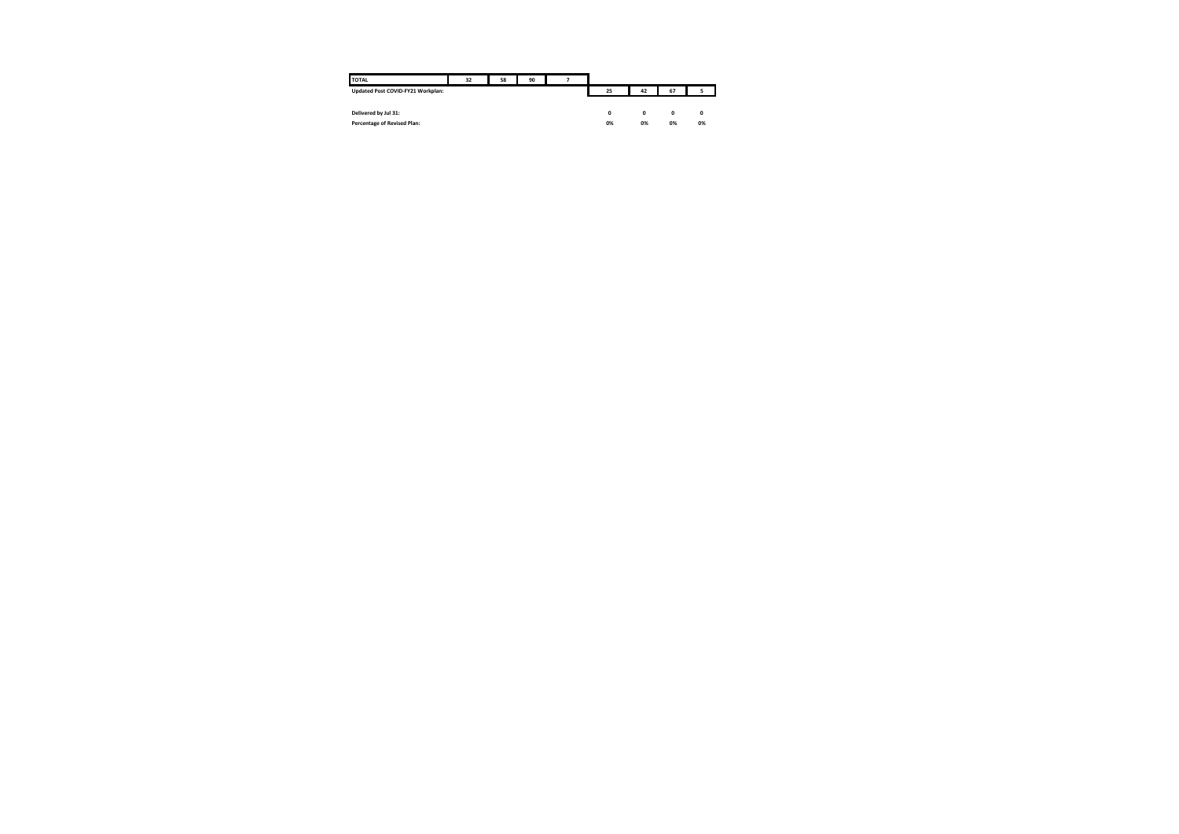| | | | | | | | | |
|---|---|---|---|---|---|---|---|---|
| **TOTAL** | **32** | **58** | **90** | **7** | | | | |
| **Updated Post COVID-FY21 Workplan:** | | | | | **25** | **42** | **67** | **5** |
| | | | | | | | | |
| **Delivered by Jul 31:** | | | | | **0** | **0** | **0** | **0** |
| **Percentage of Revised Plan:** | | | | | **0%** | **0%** | **0%** | **0%** |